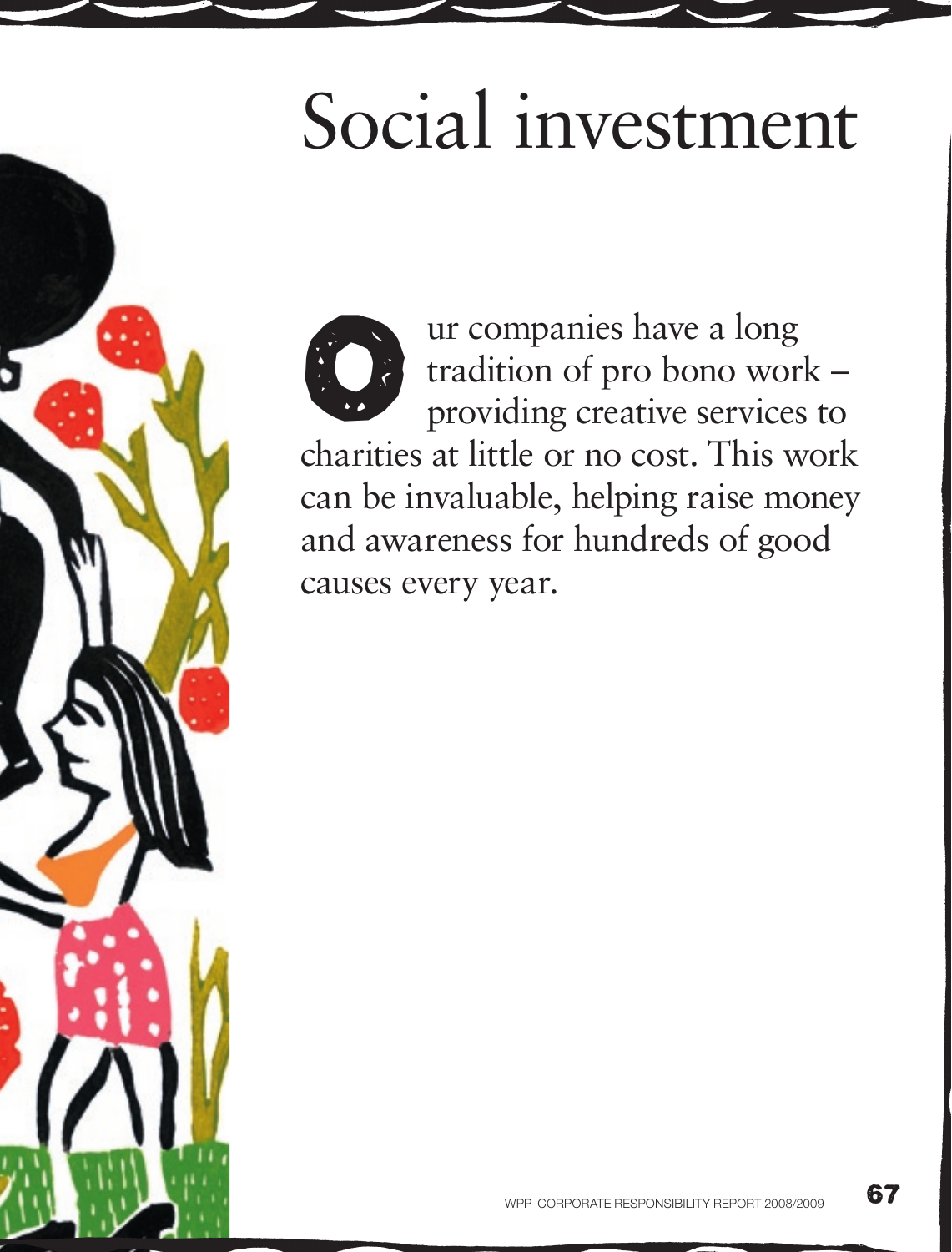# Social investment

Our companies have a long tradition of pro bono work – providing creative services to charities at little or no cost. This work can be invaluable, helping raise money and awareness for hundreds of good causes every year.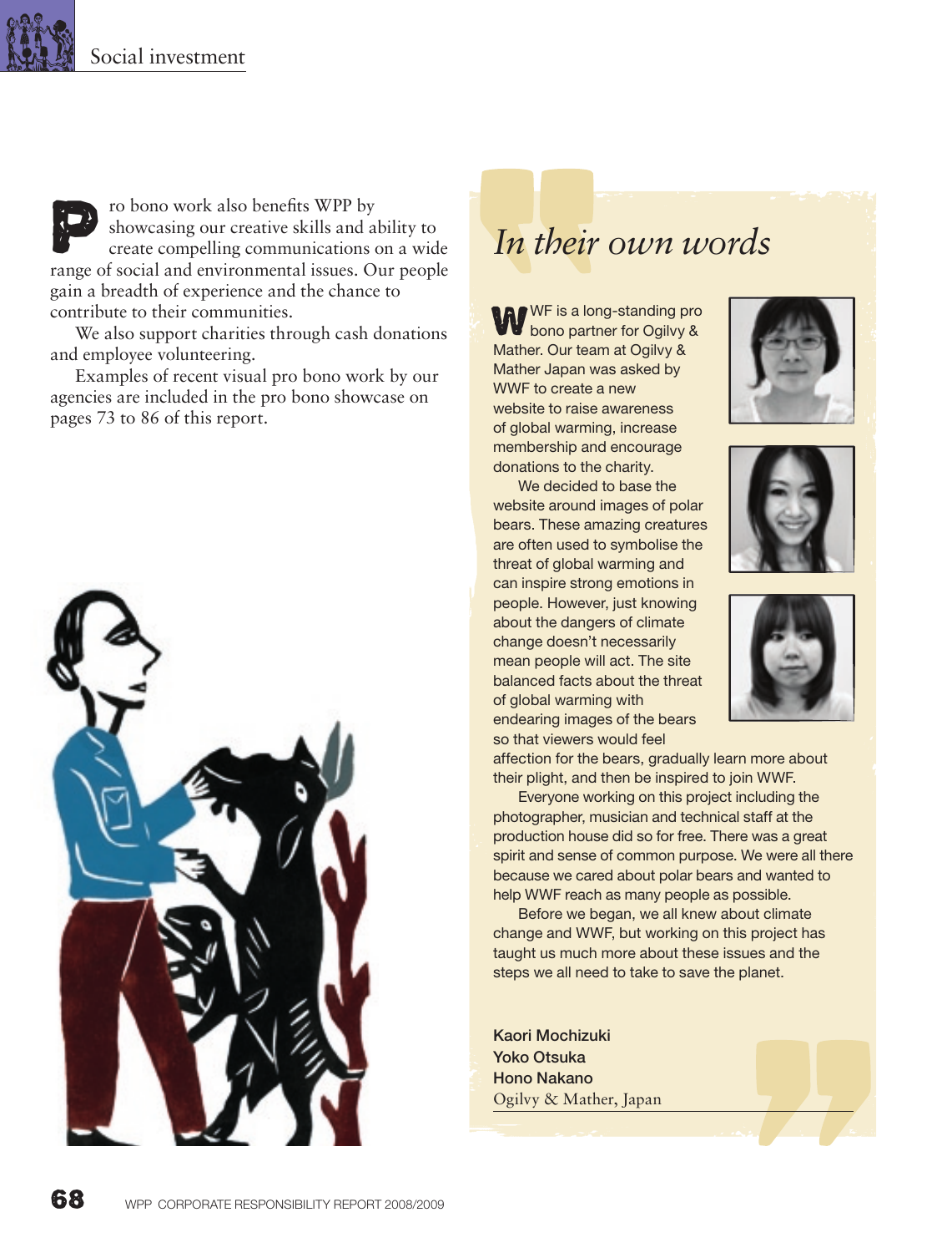Pro bono work also benefits WPP by showcasing our creative skills and ability to create compelling communications on a wide range of social and environmental issues. Our people gain a breadth of experience and the chance to contribute to their communities.

We also support charities through cash donations and employee volunteering.

Examples of recent visual pro bono work by our agencies are included in the pro bono showcase on pages 73 to 86 of this report.

## *In their own words*

WWF is a long-standing pro bono partner for Ogilvy & Mather. Our team at Ogilvy & Mather Japan was asked by WWF to create a new website to raise awareness of global warming, increase membership and encourage donations to the charity.

We decided to base the website around images of polar bears. These amazing creatures are often used to symbolise the threat of global warming and can inspire strong emotions in people. However, just knowing about the dangers of climate change doesn't necessarily mean people will act. The site balanced facts about the threat of global warming with endearing images of the bears so that viewers would feel affection for the bears, gradually learn more about their plight, and then be inspired to join WWF.

Everyone working on this project including the photographer, musician and technical staff at the production house did so for free. There was a great spirit and sense of common purpose. We were all there because we cared about polar bears and wanted to help WWF reach as many people as possible.

Before we began, we all knew about climate change and WWF, but working on this project has taught us much more about these issues and the steps we all need to take to save the planet.

**Kaori Mochizuki**
**Yoko Otsuka**
**Hono Nakano**
Ogilvy & Mather, Japan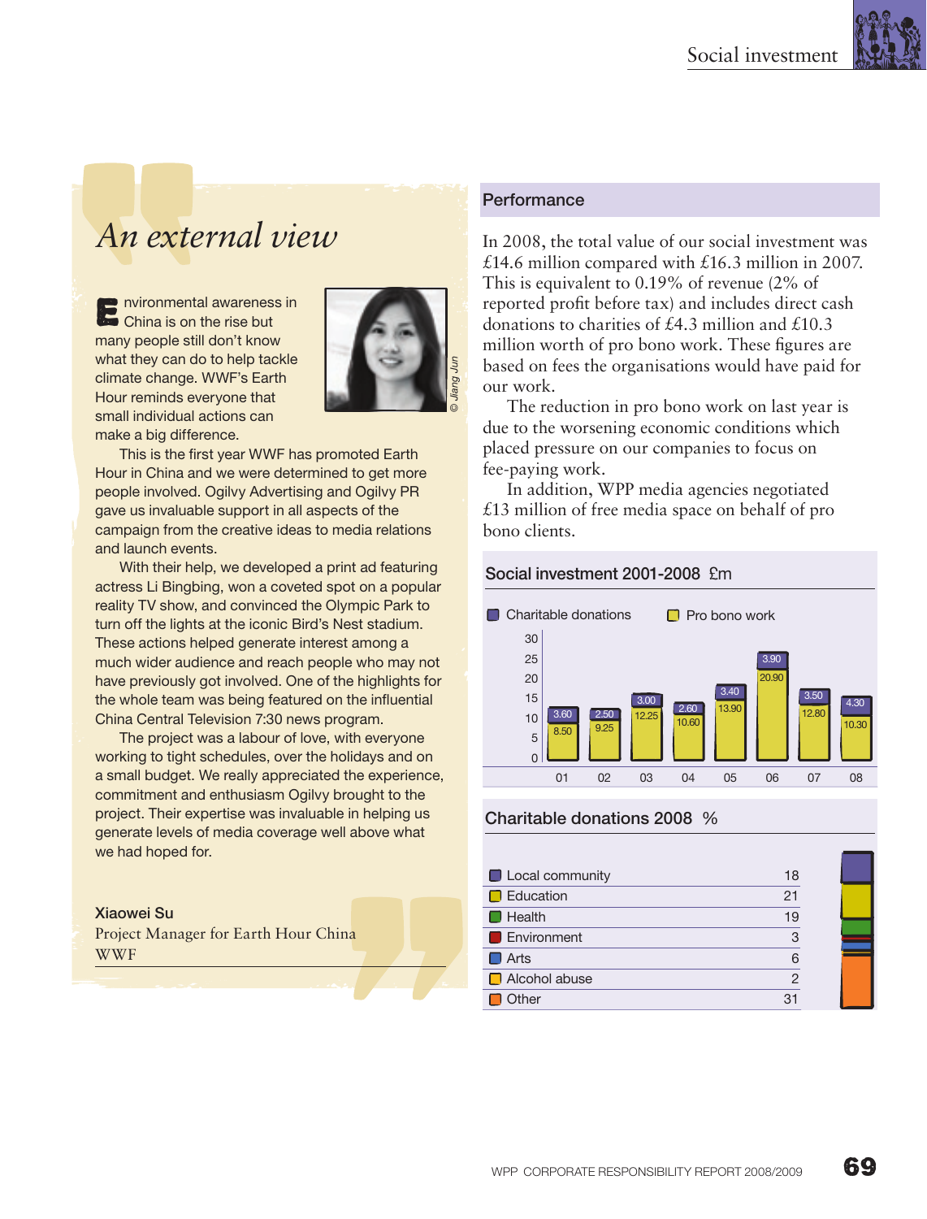## An external view

Environmental awareness in China is on the rise but many people still don't know what they can do to help tackle climate change. WWF's Earth Hour reminds everyone that small individual actions can make a big difference.

This is the first year WWF has promoted Earth Hour in China and we were determined to get more people involved. Ogilvy Advertising and Ogilvy PR gave us invaluable support in all aspects of the campaign from the creative ideas to media relations and launch events.

With their help, we developed a print ad featuring actress Li Bingbing, won a coveted spot on a popular reality TV show, and convinced the Olympic Park to turn off the lights at the iconic Bird's Nest stadium. These actions helped generate interest among a much wider audience and reach people who may not have previously got involved. One of the highlights for the whole team was being featured on the influential China Central Television 7:30 news program.

The project was a labour of love, with everyone working to tight schedules, over the holidays and on a small budget. We really appreciated the experience, commitment and enthusiasm Ogilvy brought to the project. Their expertise was invaluable in helping us generate levels of media coverage well above what we had hoped for.

© Jiang Jun

**Xiaowei Su**
Project Manager for Earth Hour China
WWF

## Performance

In 2008, the total value of our social investment was £14.6 million compared with £16.3 million in 2007. This is equivalent to 0.19% of revenue (2% of reported profit before tax) and includes direct cash donations to charities of £4.3 million and £10.3 million worth of pro bono work. These figures are based on fees the organisations would have paid for our work.

The reduction in pro bono work on last year is due to the worsening economic conditions which placed pressure on our companies to focus on fee-paying work.

In addition, WPP media agencies negotiated £13 million of free media space on behalf of pro bono clients.

### Social investment 2001-2008 £m

| Year | Charitable donations | Pro bono work |
|---|---|---|
| 01 | 3.60 | 8.50 |
| 02 | 2.50 | 9.25 |
| 03 | 3.00 | 12.25 |
| 04 | 2.60 | 10.60 |
| 05 | 3.40 | 13.90 |
| 06 | 3.90 | 20.90 |
| 07 | 3.50 | 12.80 |
| 08 | 4.30 | 10.30 |

### Charitable donations 2008 %

| Category | % |
|---|---|
| Local community | 18 |
| Education | 21 |
| Health | 19 |
| Environment | 3 |
| Arts | 6 |
| Alcohol abuse | 2 |
| Other | 31 |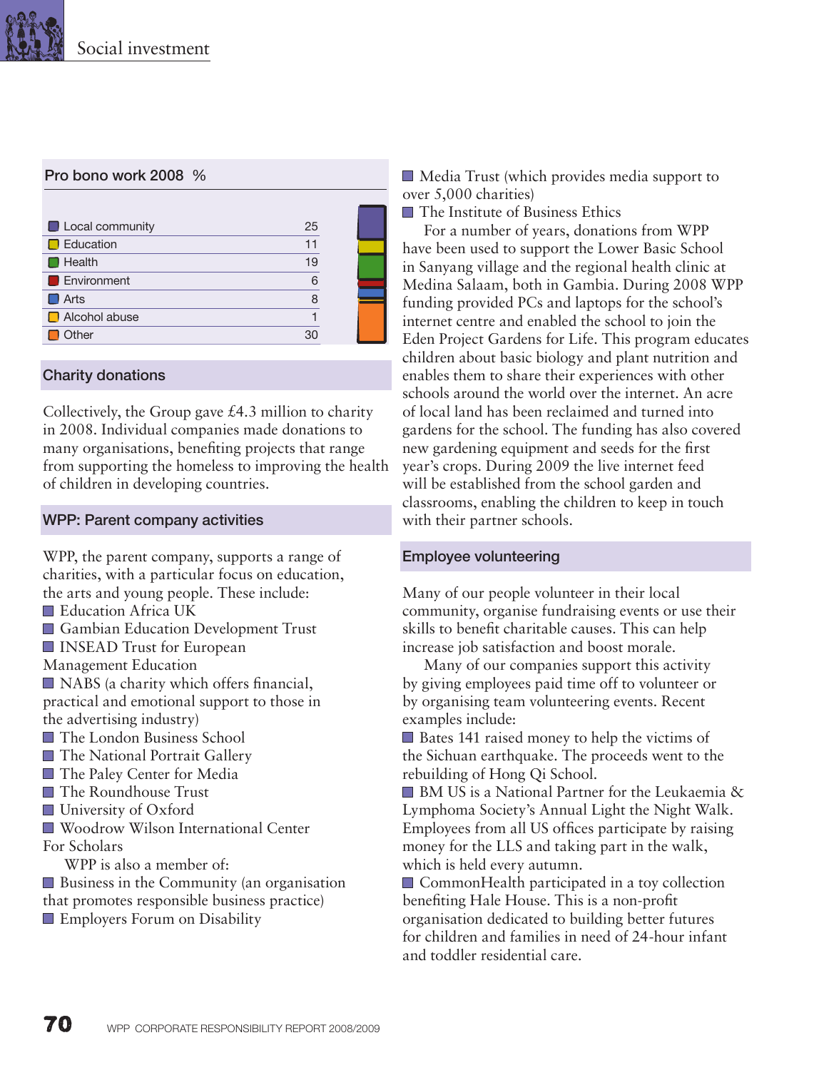## Pro bono work 2008 %

| Category | % |
|---|---|
| Local community | 25 |
| Education | 11 |
| Health | 19 |
| Environment | 6 |
| Arts | 8 |
| Alcohol abuse | 1 |
| Other | 30 |

## Charity donations

Collectively, the Group gave £4.3 million to charity in 2008. Individual companies made donations to many organisations, benefiting projects that range from supporting the homeless to improving the health of children in developing countries.

## WPP: Parent company activities

WPP, the parent company, supports a range of charities, with a particular focus on education, the arts and young people. These include:

- Education Africa UK
- Gambian Education Development Trust
- INSEAD Trust for European Management Education
- NABS (a charity which offers financial, practical and emotional support to those in the advertising industry)
- The London Business School
- The National Portrait Gallery
- The Paley Center for Media
- The Roundhouse Trust
- University of Oxford
- Woodrow Wilson International Center For Scholars

WPP is also a member of:

- Business in the Community (an organisation that promotes responsible business practice)
- Employers Forum on Disability
- Media Trust (which provides media support to over 5,000 charities)
- The Institute of Business Ethics

For a number of years, donations from WPP have been used to support the Lower Basic School in Sanyang village and the regional health clinic at Medina Salaam, both in Gambia. During 2008 WPP funding provided PCs and laptops for the school's internet centre and enabled the school to join the Eden Project Gardens for Life. This program educates children about basic biology and plant nutrition and enables them to share their experiences with other schools around the world over the internet. An acre of local land has been reclaimed and turned into gardens for the school. The funding has also covered new gardening equipment and seeds for the first year's crops. During 2009 the live internet feed will be established from the school garden and classrooms, enabling the children to keep in touch with their partner schools.

## Employee volunteering

Many of our people volunteer in their local community, organise fundraising events or use their skills to benefit charitable causes. This can help increase job satisfaction and boost morale.

Many of our companies support this activity by giving employees paid time off to volunteer or by organising team volunteering events. Recent examples include:

- Bates 141 raised money to help the victims of the Sichuan earthquake. The proceeds went to the rebuilding of Hong Qi School.
- BM US is a National Partner for the Leukaemia & Lymphoma Society's Annual Light the Night Walk. Employees from all US offices participate by raising money for the LLS and taking part in the walk, which is held every autumn.
- CommonHealth participated in a toy collection benefiting Hale House. This is a non-profit organisation dedicated to building better futures for children and families in need of 24-hour infant and toddler residential care.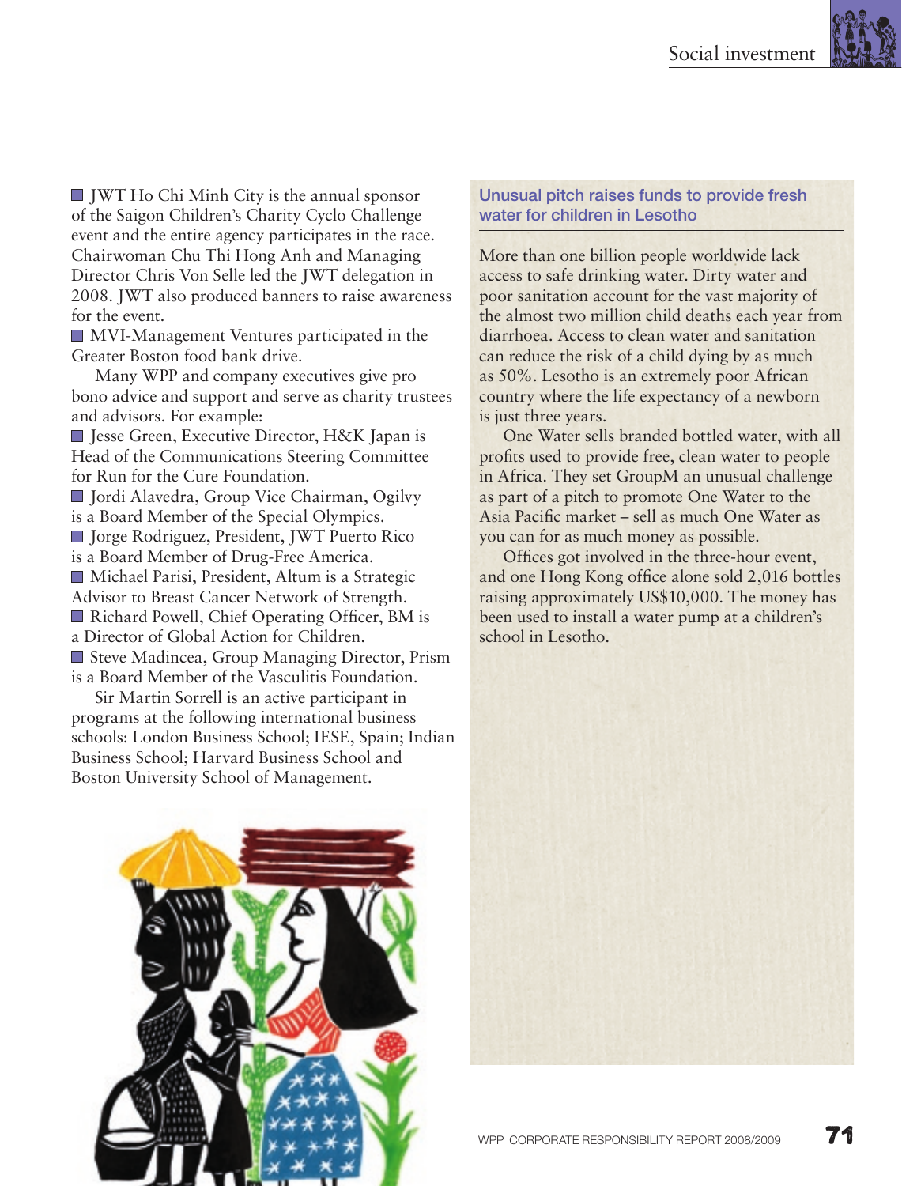- JWT Ho Chi Minh City is the annual sponsor of the Saigon Children's Charity Cyclo Challenge event and the entire agency participates in the race. Chairwoman Chu Thi Hong Anh and Managing Director Chris Von Selle led the JWT delegation in 2008. JWT also produced banners to raise awareness for the event.
- MVI-Management Ventures participated in the Greater Boston food bank drive.

Many WPP and company executives give pro bono advice and support and serve as charity trustees and advisors. For example:

- Jesse Green, Executive Director, H&K Japan is Head of the Communications Steering Committee for Run for the Cure Foundation.
- Jordi Alavedra, Group Vice Chairman, Ogilvy is a Board Member of the Special Olympics.
- Jorge Rodriguez, President, JWT Puerto Rico is a Board Member of Drug-Free America.
- Michael Parisi, President, Altum is a Strategic Advisor to Breast Cancer Network of Strength.
- Richard Powell, Chief Operating Officer, BM is a Director of Global Action for Children.
- Steve Madincea, Group Managing Director, Prism is a Board Member of the Vasculitis Foundation.

Sir Martin Sorrell is an active participant in programs at the following international business schools: London Business School; IESE, Spain; Indian Business School; Harvard Business School and Boston University School of Management.

### Unusual pitch raises funds to provide fresh water for children in Lesotho

More than one billion people worldwide lack access to safe drinking water. Dirty water and poor sanitation account for the vast majority of the almost two million child deaths each year from diarrhoea. Access to clean water and sanitation can reduce the risk of a child dying by as much as 50%. Lesotho is an extremely poor African country where the life expectancy of a newborn is just three years.

One Water sells branded bottled water, with all profits used to provide free, clean water to people in Africa. They set GroupM an unusual challenge as part of a pitch to promote One Water to the Asia Pacific market – sell as much One Water as you can for as much money as possible.

Offices got involved in the three-hour event, and one Hong Kong office alone sold 2,016 bottles raising approximately US$10,000. The money has been used to install a water pump at a children's school in Lesotho.